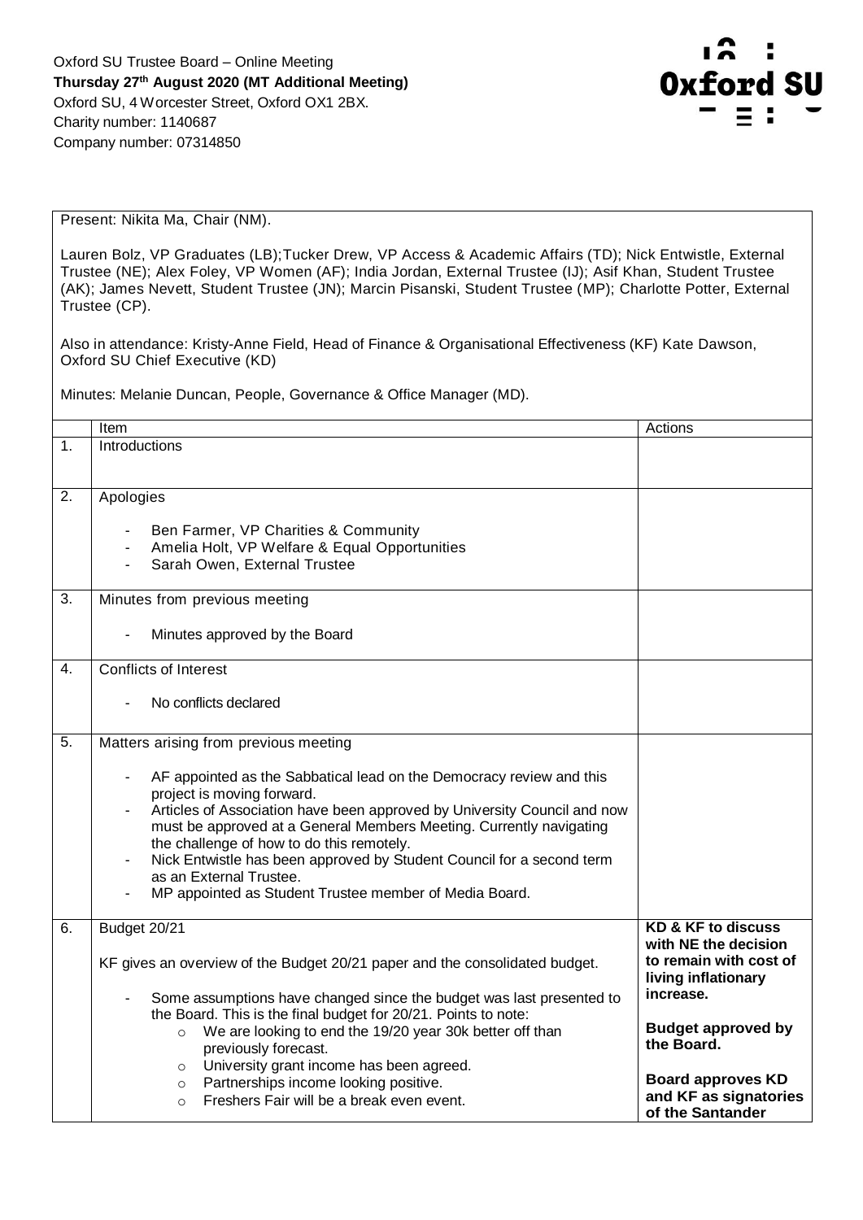Oxford SU Trustee Board – Online Meeting
**Thursday 27th August 2020 (MT Additional Meeting)**
Oxford SU, 4 Worcester Street, Oxford OX1 2BX.
Charity number: 1140687
Company number: 07314850

Present: Nikita Ma, Chair (NM).

Lauren Bolz, VP Graduates (LB); Tucker Drew, VP Access & Academic Affairs (TD); Nick Entwistle, External Trustee (NE); Alex Foley, VP Women (AF); India Jordan, External Trustee (IJ); Asif Khan, Student Trustee (AK); James Nevett, Student Trustee (JN); Marcin Pisanski, Student Trustee (MP); Charlotte Potter, External Trustee (CP).

Also in attendance: Kristy-Anne Field, Head of Finance & Organisational Effectiveness (KF) Kate Dawson, Oxford SU Chief Executive (KD)

Minutes: Melanie Duncan, People, Governance & Office Manager (MD).

| | Item | Actions |
|---|---|---|
| 1. | Introductions | |
| 2. | Apologies<br><br>- Ben Farmer, VP Charities & Community<br>- Amelia Holt, VP Welfare & Equal Opportunities<br>- Sarah Owen, External Trustee | |
| 3. | Minutes from previous meeting<br><br>- Minutes approved by the Board | |
| 4. | Conflicts of Interest<br><br>- No conflicts declared | |
| 5. | Matters arising from previous meeting<br><br>- AF appointed as the Sabbatical lead on the Democracy review and this project is moving forward.<br>- Articles of Association have been approved by University Council and now must be approved at a General Members Meeting. Currently navigating the challenge of how to do this remotely.<br>- Nick Entwistle has been approved by Student Council for a second term as an External Trustee.<br>- MP appointed as Student Trustee member of Media Board. | |
| 6. | Budget 20/21<br><br>KF gives an overview of the Budget 20/21 paper and the consolidated budget.<br><br>- Some assumptions have changed since the budget was last presented to the Board. This is the final budget for 20/21. Points to note:<br>  ○ We are looking to end the 19/20 year 30k better off than previously forecast.<br>  ○ University grant income has been agreed.<br>  ○ Partnerships income looking positive.<br>  ○ Freshers Fair will be a break even event. | **KD & KF to discuss with NE the decision to remain with cost of living inflationary increase.**<br><br>**Budget approved by the Board.**<br><br>**Board approves KD and KF as signatories of the Santander** |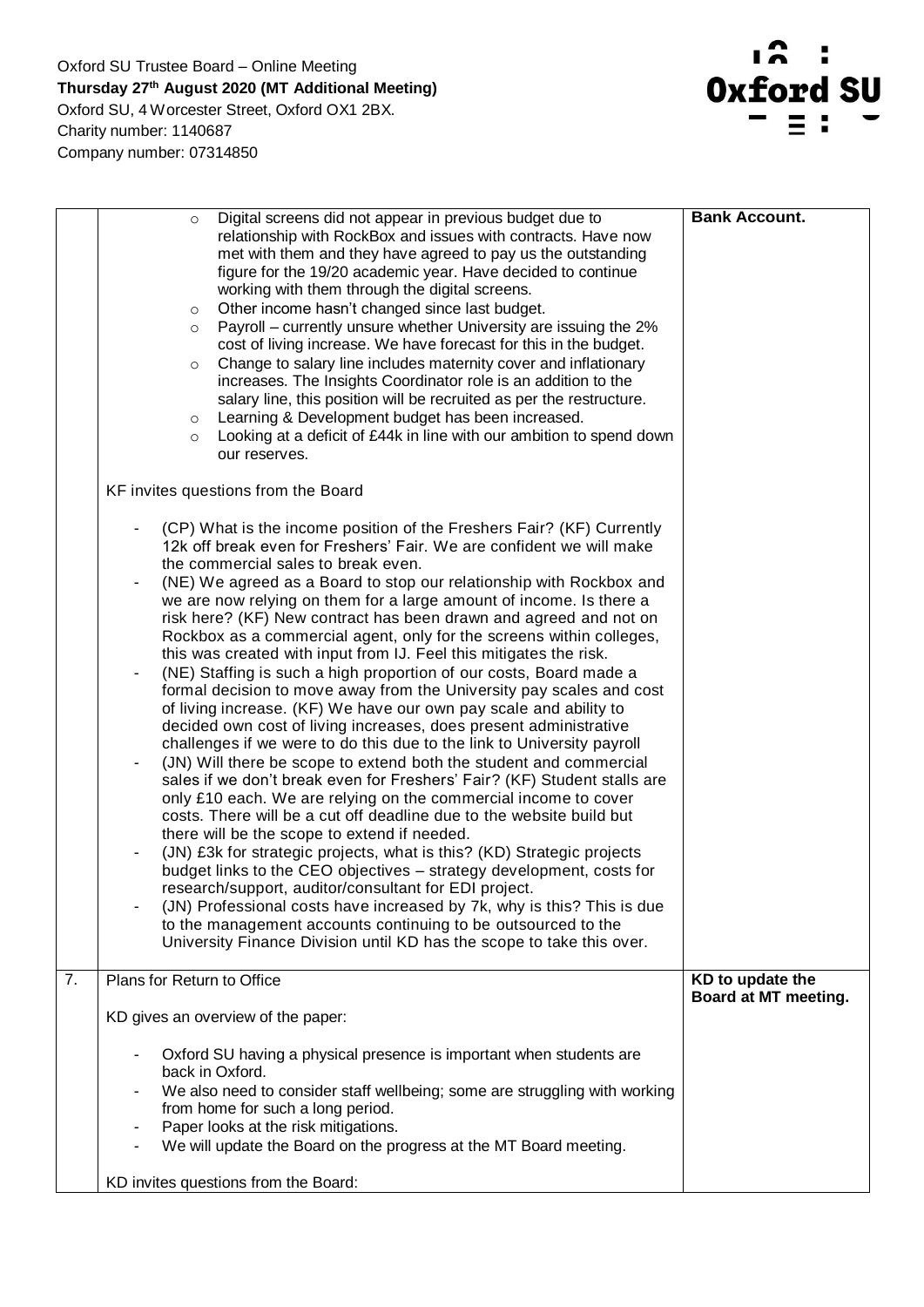Oxford SU Trustee Board – Online Meeting
**Thursday 27th August 2020 (MT Additional Meeting)**
Oxford SU, 4 Worcester Street, Oxford OX1 2BX.
Charity number: 1140687
Company number: 07314850

| | | |
|---|---|---|
| | - Digital screens did not appear in previous budget due to relationship with RockBox and issues with contracts. Have now met with them and they have agreed to pay us the outstanding figure for the 19/20 academic year. Have decided to continue working with them through the digital screens.<br>- Other income hasn't changed since last budget.<br>- Payroll – currently unsure whether University are issuing the 2% cost of living increase. We have forecast for this in the budget.<br>- Change to salary line includes maternity cover and inflationary increases. The Insights Coordinator role is an addition to the salary line, this position will be recruited as per the restructure.<br>- Learning & Development budget has been increased.<br>- Looking at a deficit of £44k in line with our ambition to spend down our reserves.<br><br>KF invites questions from the Board<br><br>- (CP) What is the income position of the Freshers Fair? (KF) Currently 12k off break even for Freshers' Fair. We are confident we will make the commercial sales to break even.<br>- (NE) We agreed as a Board to stop our relationship with Rockbox and we are now relying on them for a large amount of income. Is there a risk here? (KF) New contract has been drawn and agreed and not on Rockbox as a commercial agent, only for the screens within colleges, this was created with input from IJ. Feel this mitigates the risk.<br>- (NE) Staffing is such a high proportion of our costs, Board made a formal decision to move away from the University pay scales and cost of living increase. (KF) We have our own pay scale and ability to decided own cost of living increases, does present administrative challenges if we were to do this due to the link to University payroll<br>- (JN) Will there be scope to extend both the student and commercial sales if we don't break even for Freshers' Fair? (KF) Student stalls are only £10 each. We are relying on the commercial income to cover costs. There will be a cut off deadline due to the website build but there will be the scope to extend if needed.<br>- (JN) £3k for strategic projects, what is this? (KD) Strategic projects budget links to the CEO objectives – strategy development, costs for research/support, auditor/consultant for EDI project.<br>- (JN) Professional costs have increased by 7k, why is this? This is due to the management accounts continuing to be outsourced to the University Finance Division until KD has the scope to take this over. | **Bank Account.** |
| 7. | Plans for Return to Office<br><br>KD gives an overview of the paper:<br><br>- Oxford SU having a physical presence is important when students are back in Oxford.<br>- We also need to consider staff wellbeing; some are struggling with working from home for such a long period.<br>- Paper looks at the risk mitigations.<br>- We will update the Board on the progress at the MT Board meeting.<br><br>KD invites questions from the Board: | **KD to update the Board at MT meeting.** |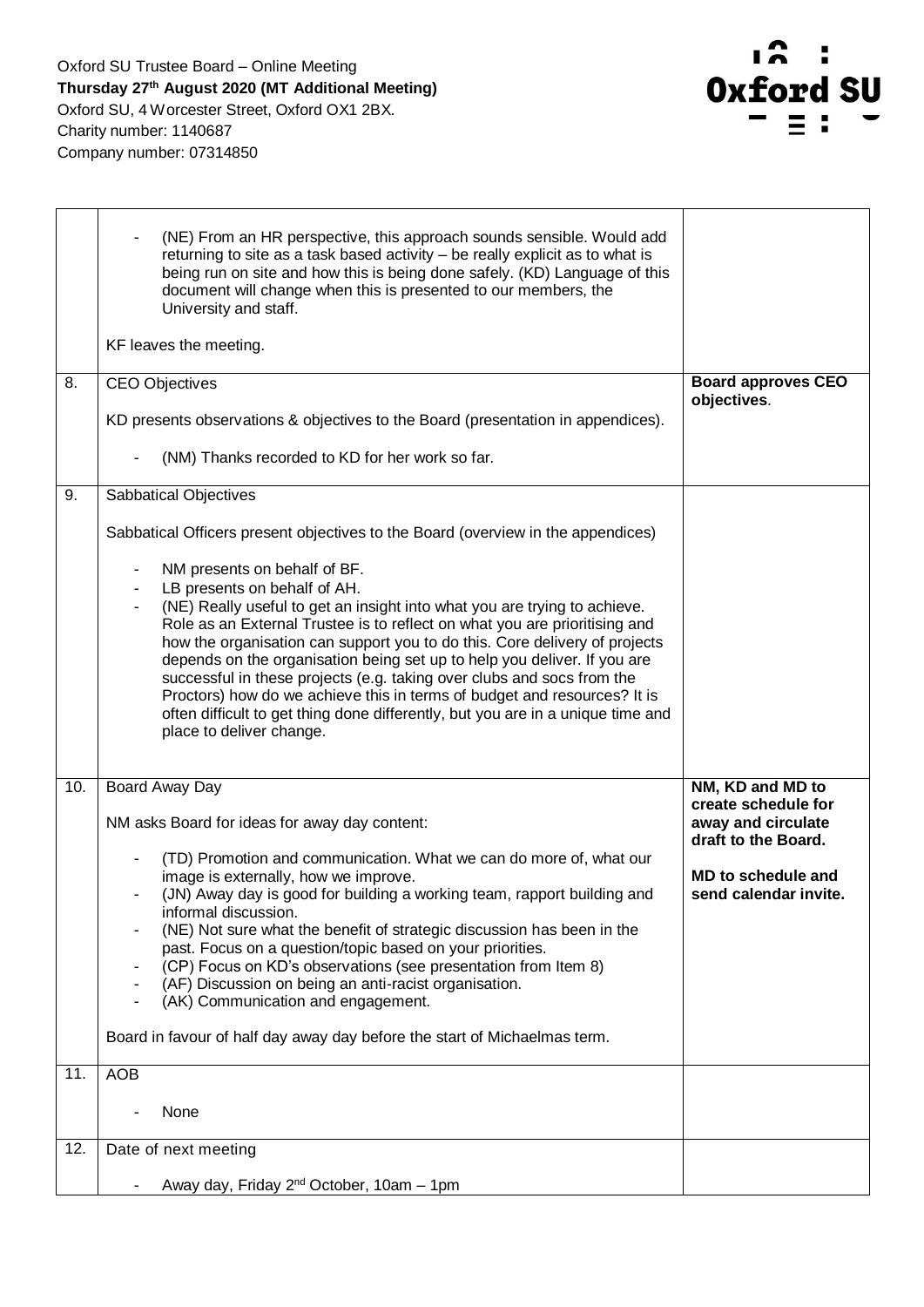Oxford SU Trustee Board – Online Meeting
**Thursday 27th August 2020 (MT Additional Meeting)**
Oxford SU, 4 Worcester Street, Oxford OX1 2BX.
Charity number: 1140687
Company number: 07314850

| | | |
|---|---|---|
| | - (NE) From an HR perspective, this approach sounds sensible. Would add returning to site as a task based activity – be really explicit as to what is being run on site and how this is being done safely. (KD) Language of this document will change when this is presented to our members, the University and staff.<br><br>KF leaves the meeting. | |
| 8. | CEO Objectives<br><br>KD presents observations & objectives to the Board (presentation in appendices).<br><br>- (NM) Thanks recorded to KD for her work so far. | **Board approves CEO objectives**. |
| 9. | Sabbatical Objectives<br><br>Sabbatical Officers present objectives to the Board (overview in the appendices)<br><br>- NM presents on behalf of BF.<br>- LB presents on behalf of AH.<br>- (NE) Really useful to get an insight into what you are trying to achieve. Role as an External Trustee is to reflect on what you are prioritising and how the organisation can support you to do this. Core delivery of projects depends on the organisation being set up to help you deliver. If you are successful in these projects (e.g. taking over clubs and socs from the Proctors) how do we achieve this in terms of budget and resources? It is often difficult to get thing done differently, but you are in a unique time and place to deliver change. | |
| 10. | Board Away Day<br><br>NM asks Board for ideas for away day content:<br><br>- (TD) Promotion and communication. What we can do more of, what our image is externally, how we improve.<br>- (JN) Away day is good for building a working team, rapport building and informal discussion.<br>- (NE) Not sure what the benefit of strategic discussion has been in the past. Focus on a question/topic based on your priorities.<br>- (CP) Focus on KD's observations (see presentation from Item 8)<br>- (AF) Discussion on being an anti-racist organisation.<br>- (AK) Communication and engagement.<br><br>Board in favour of half day away day before the start of Michaelmas term. | **NM, KD and MD to create schedule for away and circulate draft to the Board.**<br><br>**MD to schedule and send calendar invite.** |
| 11. | AOB<br><br>- None | |
| 12. | Date of next meeting<br><br>- Away day, Friday 2nd October, 10am – 1pm | |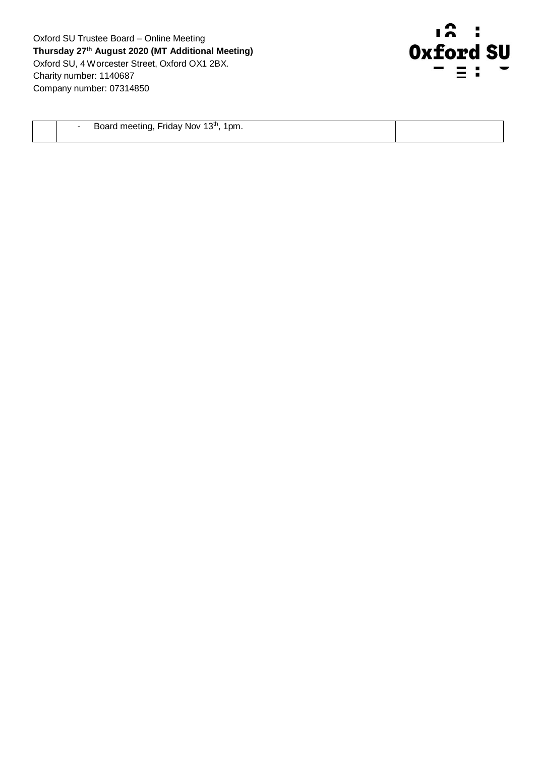| | | |
|---|---|---|
| | - Board meeting, Friday Nov 13th, 1pm. | |